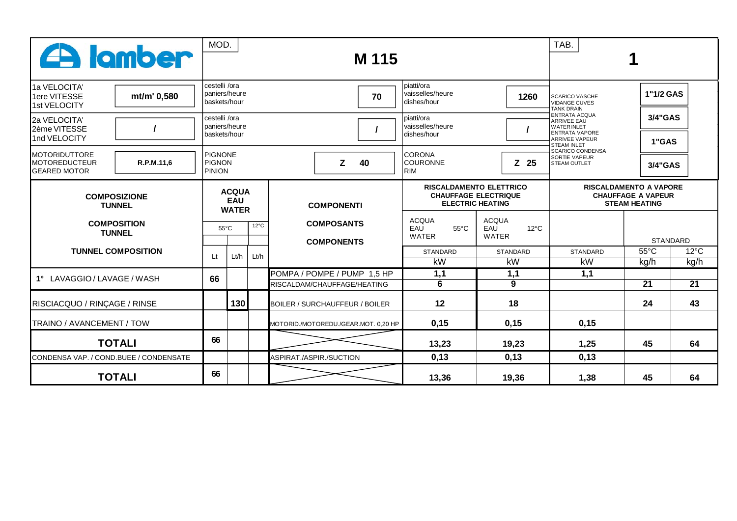# lamber

| MOD. | M 115 | TAB. | 1 |
|---|---|---|---|

| | | | | | | | |
|---|---|---|---|---|---|---|---|
| 1a VELOCITA' 1ere VITESSE 1st VELOCITY | mt/m' 0,580 | cestelli /ora paniers/heure baskets/hour | 70 | piatti/ora vaisselles/heure dishes/hour | 1260 | SCARICO VASCHE VIDANGE CUVES TANK DRAIN | 1"1/2 GAS |
| 2a VELOCITA' 2ème VITESSE 1nd VELOCITY | / | cestelli /ora paniers/heure baskets/hour | / | piatti/ora vaisselles/heure dishes/hour | / | ENTRATA ACQUA ARRIVEE EAU WATER INLET | 3/4"GAS |
| | | | | | | ENTRATA VAPORE ARRIVEE VAPEUR STEAM INLET | 1"GAS |
| MOTORIDUTTORE MOTOREDUCTEUR GEARED MOTOR | R.P.M.11,6 | PIGNONE PIGNON PINION | Z 40 | CORONA COURONNE RIM | Z 25 | SCARICO CONDENSA SORTIE VAPEUR STEAM OUTLET | 3/4"GAS |

| COMPOSIZIONE TUNNEL / COMPOSITION TUNNEL / TUNNEL COMPOSITION | ACQUA EAU WATER | | | COMPONENTI / COMPOSANTS / COMPONENTS | RISCALDAMENTO ELETTRICO CHAUFFAGE ELECTRIQUE ELECTRIC HEATING | | RISCALDAMENTO A VAPORE CHAUFFAGE A VAPEUR STEAM HEATING | | |
|---|---|---|---|---|---|---|---|---|---|
| | 55°C | | 12°C | | ACQUA EAU WATER 55°C | ACQUA EAU WATER 12°C | | STANDARD | |
| | | | | | STANDARD | STANDARD | STANDARD | 55°C | 12°C |
| | Lt | Lt/h | Lt/h | | kW | kW | kW | kg/h | kg/h |
| 1° LAVAGGIO / LAVAGE / WASH | 66 | | | POMPA / POMPE / PUMP 1,5 HP | 1,1 | 1,1 | 1,1 | | |
| | | | | RISCALDAM/CHAUFFAGE/HEATING | 6 | 9 | | 21 | 21 |
| RISCIACQUO / RINÇAGE / RINSE | | 130 | | BOILER / SURCHAUFFEUR / BOILER | 12 | 18 | | 24 | 43 |
| TRAINO / AVANCEMENT / TOW | | | | MOTORID./MOTOREDU./GEAR.MOT. 0,20 HP | 0,15 | 0,15 | 0,15 | | |
| **TOTALI** | 66 | | | | 13,23 | 19,23 | 1,25 | 45 | 64 |
| CONDENSA VAP. / COND.BUEE / CONDENSATE | | | | ASPIRAT./ASPIR./SUCTION | 0,13 | 0,13 | 0,13 | | |
| **TOTALI** | 66 | | | | 13,36 | 19,36 | 1,38 | 45 | 64 |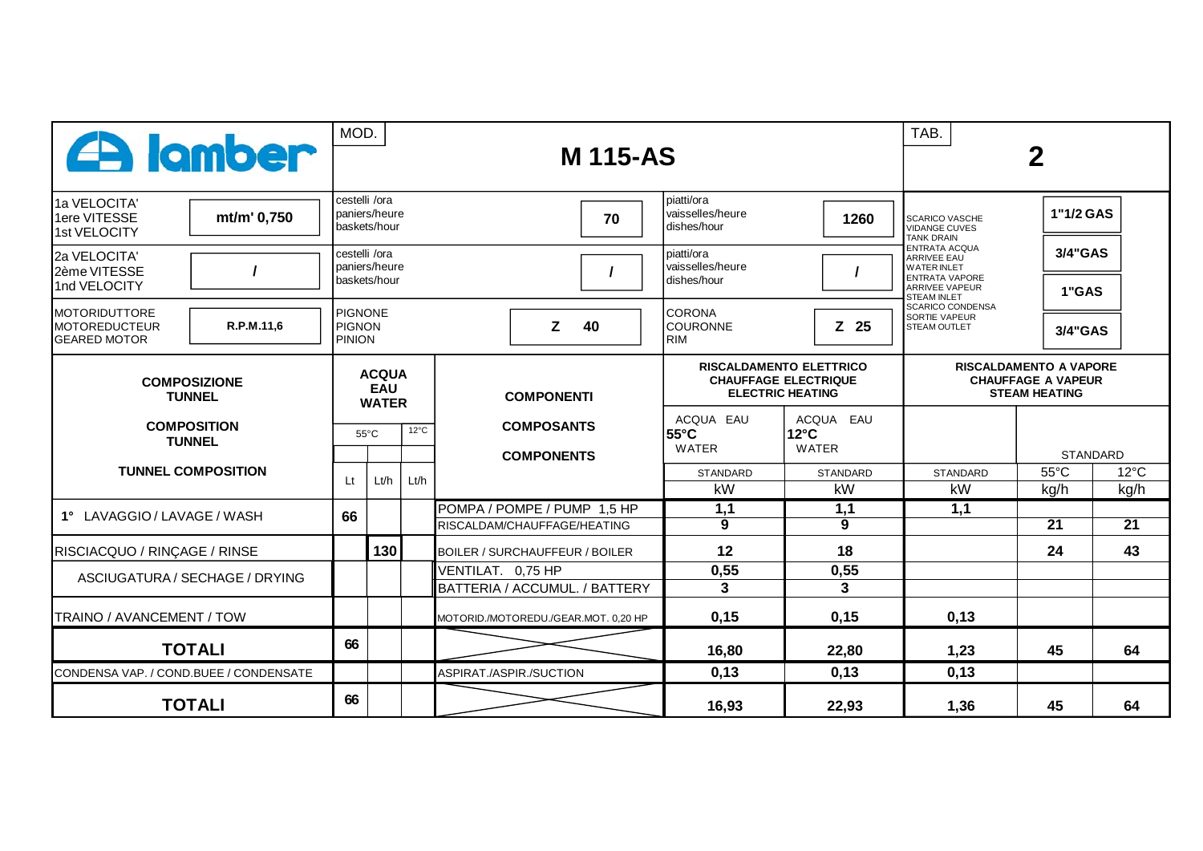| lamber | MOD. M 115-AS | | | TAB. 2 | |
|---|---|---|---|---|---|
| 1a VELOCITA' / 1ere VITESSE / 1st VELOCITY | mt/m' 0,750 | cestelli /ora / paniers/heure / baskets/hour | 70 | piatti/ora / vaisselles/heure / dishes/hour | 1260 |
| 2a VELOCITA' / 2ème VITESSE / 1nd VELOCITY | / | cestelli /ora / paniers/heure / baskets/hour | / | piatti/ora / vaisselles/heure / dishes/hour | / |
| MOTORIDUTTORE / MOTOREDUCTEUR / GEARED MOTOR | R.P.M.11,6 | PIGNONE / PIGNON / PINION | Z 40 | CORONA / COURONNE / RIM | Z 25 |

| SCARICO VASCHE / VIDANGE CUVES / TANK DRAIN | 1"1/2 GAS |
|---|---|
| ENTRATA ACQUA / ARRIVEE EAU / WATER INLET | 3/4"GAS |
| ENTRATA VAPORE / ARRIVEE VAPEUR / STEAM INLET | 1"GAS |
| SCARICO CONDENSA / SORTIE VAPEUR / STEAM OUTLET | 3/4"GAS |

| COMPOSIZIONE TUNNEL / COMPOSITION TUNNEL / TUNNEL COMPOSITION | ACQUA EAU WATER | | | COMPONENTI / COMPOSANTS / COMPONENTS | RISCALDAMENTO ELETTRICO / CHAUFFAGE ELECTRIQUE / ELECTRIC HEATING | | RISCALDAMENTO A VAPORE / CHAUFFAGE A VAPEUR / STEAM HEATING | | |
|---|---|---|---|---|---|---|---|---|---|
| | | 55°C | 12°C | | ACQUA EAU 55°C WATER | ACQUA EAU 12°C WATER | | STANDARD | |
| | Lt | Lt/h | Lt/h | | STANDARD | STANDARD | STANDARD | 55°C | 12°C |
| | | | | | kW | kW | kW | kg/h | kg/h |
| 1° LAVAGGIO / LAVAGE / WASH | 66 | | | POMPA / POMPE / PUMP 1,5 HP | 1,1 | 1,1 | 1,1 | | |
| | | | | RISCALDAM/CHAUFFAGE/HEATING | 9 | 9 | | 21 | 21 |
| RISCIACQUO / RINÇAGE / RINSE | | 130 | | BOILER / SURCHAUFFEUR / BOILER | 12 | 18 | | 24 | 43 |
| ASCIUGATURA / SECHAGE / DRYING | | | | VENTILAT. 0,75 HP | 0,55 | 0,55 | | | |
| | | | | BATTERIA / ACCUMUL. / BATTERY | 3 | 3 | | | |
| TRAINO / AVANCEMENT / TOW | | | | MOTORID./MOTOREDU./GEAR.MOT. 0,20 HP | 0,15 | 0,15 | 0,13 | | |
| **TOTALI** | 66 | | | | 16,80 | 22,80 | 1,23 | 45 | 64 |
| CONDENSA VAP. / COND.BUEE / CONDENSATE | | | | ASPIRAT./ASPIR./SUCTION | 0,13 | 0,13 | 0,13 | | |
| **TOTALI** | 66 | | | | 16,93 | 22,93 | 1,36 | 45 | 64 |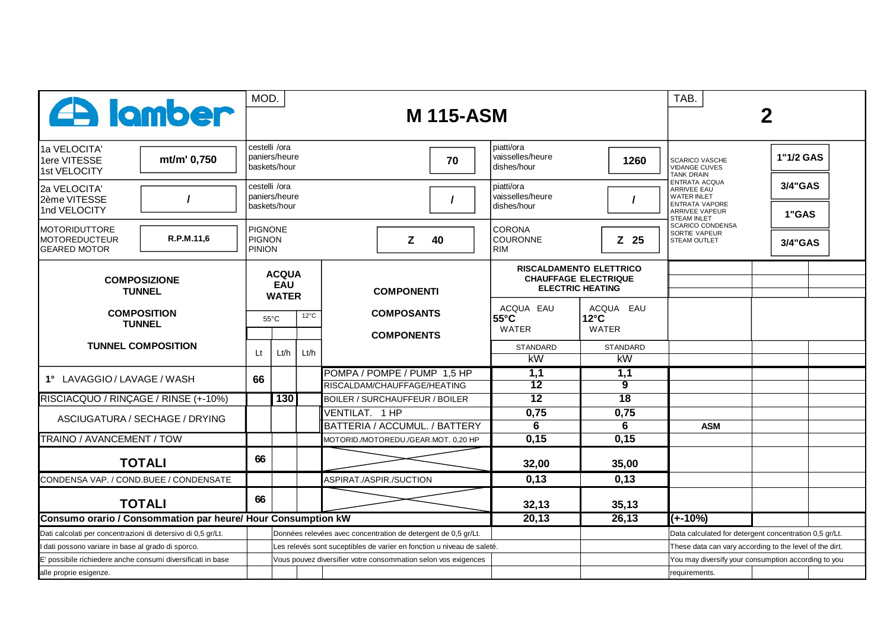| lamber | MOD. M 115-ASM | | | | | TAB. 2 | |
|---|---|---|---|---|---|---|---|
| 1a VELOCITA' 1ere VITESSE 1st VELOCITY | mt/m' 0,750 | cestelli /ora paniers/heure baskets/hour | 70 | piatti/ora vaisselles/heure dishes/hour | 1260 | SCARICO VASCHE VIDANGE CUVES TANK DRAIN | 1"1/2 GAS |
| 2a VELOCITA' 2ème VITESSE 1nd VELOCITY | / | cestelli /ora paniers/heure baskets/hour | / | piatti/ora vaisselles/heure dishes/hour | / | ENTRATA ACQUA ARRIVEE EAU WATER INLET | 3/4"GAS |
| | | | | | | ENTRATA VAPORE ARRIVEE VAPEUR STEAM INLET | 1"GAS |
| MOTORIDUTTORE MOTOREDUCTEUR GEARED MOTOR | R.P.M.11,6 | PIGNONE PIGNON PINION | Z 40 | CORONA COURONNE RIM | Z 25 | SCARICO CONDENSA SORTIE VAPEUR STEAM OUTLET | 3/4"GAS |

| COMPOSIZIONE TUNNEL / COMPOSITION TUNNEL / TUNNEL COMPOSITION | ACQUA EAU WATER | | | COMPONENTI / COMPOSANTS / COMPONENTS | RISCALDAMENTO ELETTRICO / CHAUFFAGE ELECTRIQUE / ELECTRIC HEATING | | | | |
|---|---|---|---|---|---|---|---|---|---|
| | | 55°C | 12°C | | ACQUA EAU 55°C WATER | ACQUA EAU 12°C WATER | | | |
| | Lt | Lt/h | Lt/h | | STANDARD kW | STANDARD kW | | | |
| 1° LAVAGGIO / LAVAGE / WASH | 66 | | | POMPA / POMPE / PUMP 1,5 HP | 1,1 | 1,1 | | | |
| | | | | RISCALDAM/CHAUFFAGE/HEATING | 12 | 9 | | | |
| RISCIACQUO / RINÇAGE / RINSE (+-10%) | | 130 | | BOILER / SURCHAUFFEUR / BOILER | 12 | 18 | | | |
| ASCIUGATURA / SECHAGE / DRYING | | | | VENTILAT. 1 HP | 0,75 | 0,75 | | | |
| | | | | BATTERIA / ACCUMUL. / BATTERY | 6 | 6 | ASM | | |
| TRAINO / AVANCEMENT / TOW | | | | MOTORID./MOTOREDU./GEAR.MOT. 0,20 HP | 0,15 | 0,15 | | | |
| **TOTALI** | 66 | | | | 32,00 | 35,00 | | | |
| CONDENSA VAP. / COND.BUEE / CONDENSATE | | | | ASPIRAT./ASPIR./SUCTION | 0,13 | 0,13 | | | |
| **TOTALI** | 66 | | | | 32,13 | 35,13 | | | |
| **Consumo orario / Consommation par heure/ Hour Consumption kW** | | | | | 20,13 | 26,13 | (+-10%) | | |

Dati calcolati per concentrazioni di detersivo di 0,5 gr/Lt.
I dati possono variare in base al grado di sporco.
E' possibile richiedere anche consumi diversificati in base alle proprie esigenze.

Données relevées avec concentration de detergent de 0,5 gr/Lt.
Les relevés sont suceptibles de varier en fonction u niveau de saleté.
Vous pouvez diversifier votre consommation selon vos exigences

Data calculated for detergent concentration 0,5 gr/Lt.
These data can vary according to the level of the dirt.
You may diversify your consumption according to you requirements.